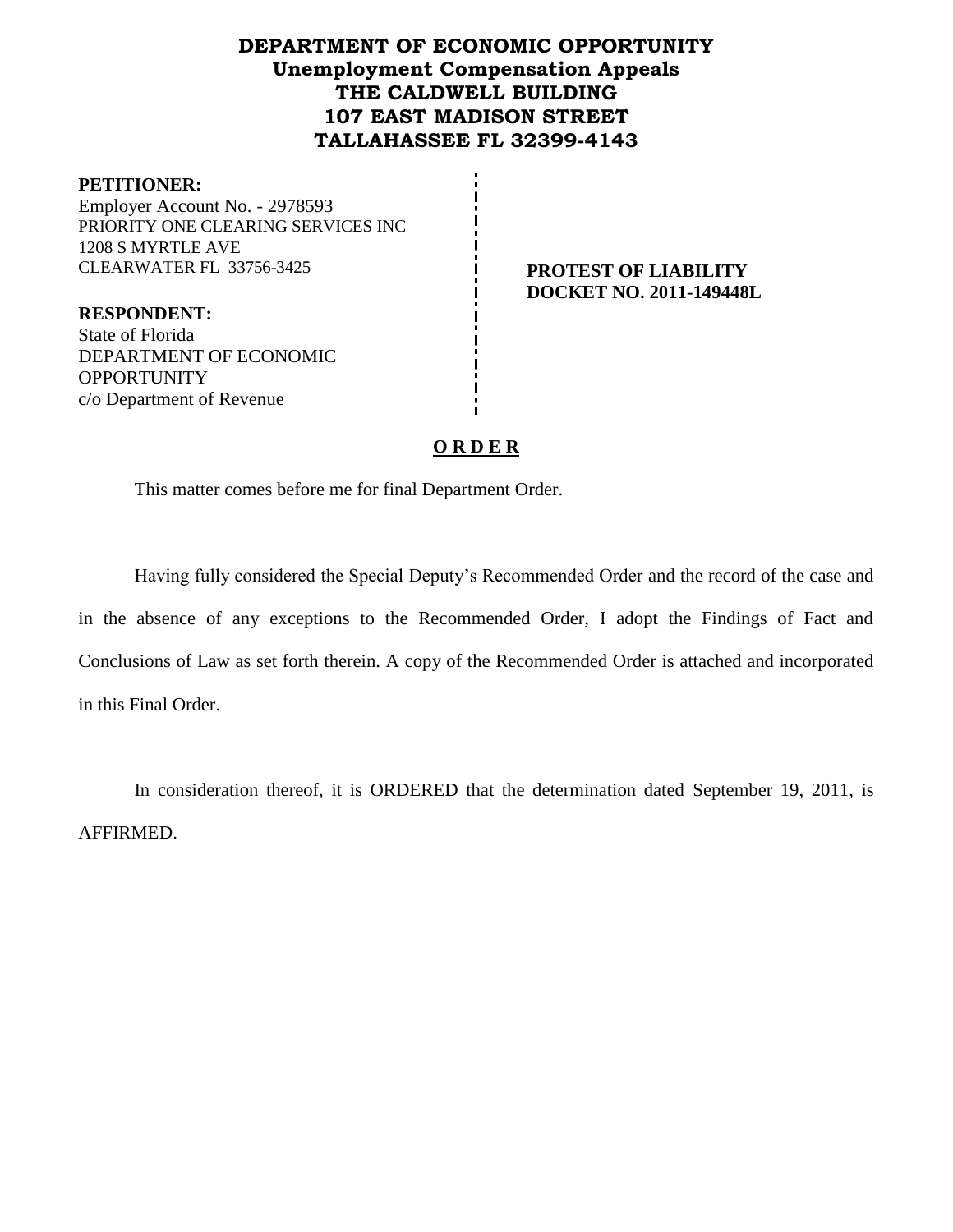**DEPARTMENT OF ECONOMIC OPPORTUNITY**
**Unemployment Compensation Appeals**
**THE CALDWELL BUILDING**
**107 EAST MADISON STREET**
**TALLAHASSEE FL 32399-4143**

**PETITIONER:**
Employer Account No. - 2978593
PRIORITY ONE CLEARING SERVICES INC
1208 S MYRTLE AVE
CLEARWATER FL 33756-3425

**RESPONDENT:**
State of Florida
DEPARTMENT OF ECONOMIC OPPORTUNITY
c/o Department of Revenue

**PROTEST OF LIABILITY**
**DOCKET NO. 2011-149448L**

**O R D E R**

This matter comes before me for final Department Order.

Having fully considered the Special Deputy's Recommended Order and the record of the case and in the absence of any exceptions to the Recommended Order, I adopt the Findings of Fact and Conclusions of Law as set forth therein. A copy of the Recommended Order is attached and incorporated in this Final Order.

In consideration thereof, it is ORDERED that the determination dated September 19, 2011, is AFFIRMED.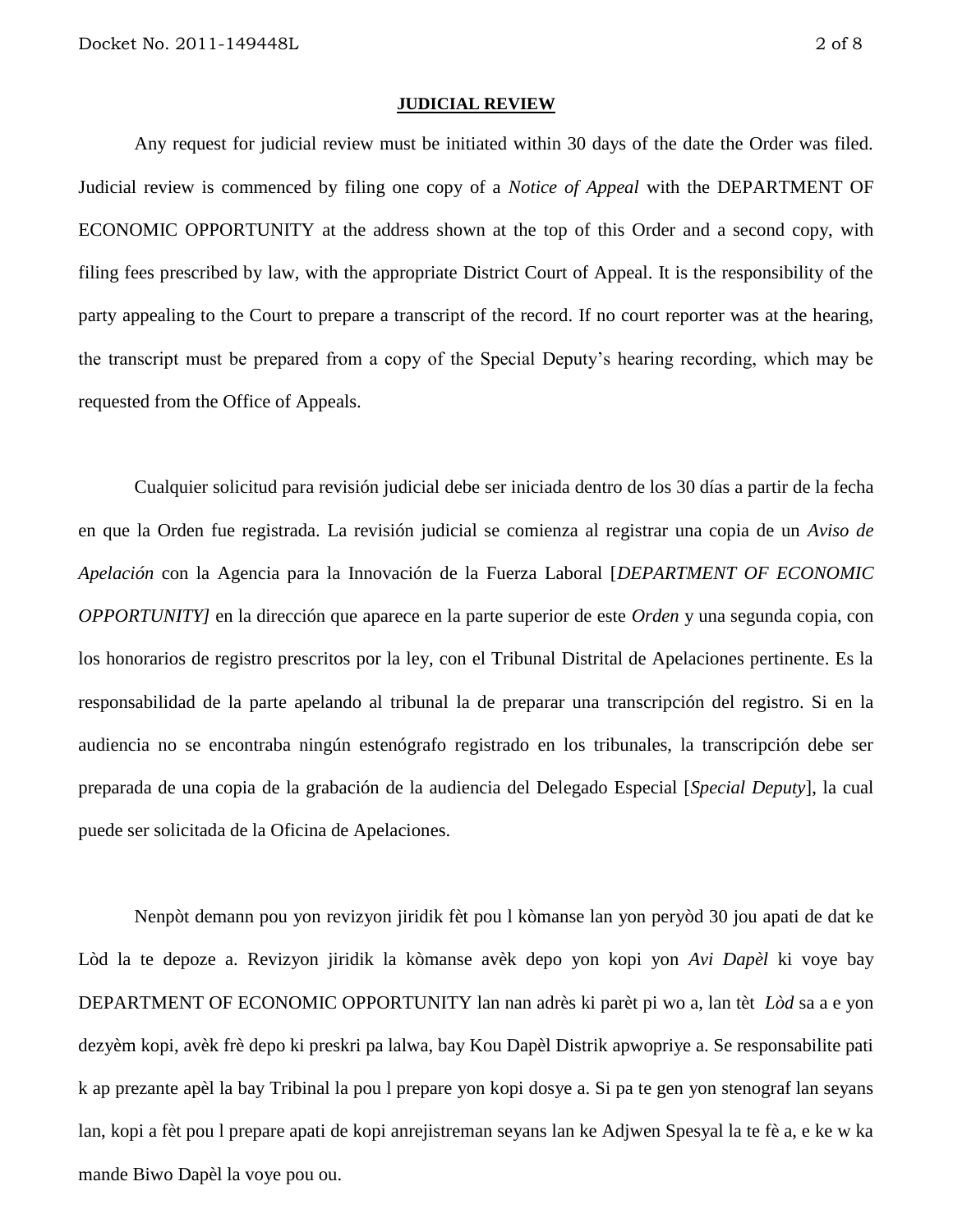**JUDICIAL REVIEW**

Any request for judicial review must be initiated within 30 days of the date the Order was filed. Judicial review is commenced by filing one copy of a *Notice of Appeal* with the DEPARTMENT OF ECONOMIC OPPORTUNITY at the address shown at the top of this Order and a second copy, with filing fees prescribed by law, with the appropriate District Court of Appeal. It is the responsibility of the party appealing to the Court to prepare a transcript of the record. If no court reporter was at the hearing, the transcript must be prepared from a copy of the Special Deputy's hearing recording, which may be requested from the Office of Appeals.

Cualquier solicitud para revisión judicial debe ser iniciada dentro de los 30 días a partir de la fecha en que la Orden fue registrada. La revisión judicial se comienza al registrar una copia de un *Aviso de Apelación* con la Agencia para la Innovación de la Fuerza Laboral [*DEPARTMENT OF ECONOMIC OPPORTUNITY]* en la dirección que aparece en la parte superior de este *Orden* y una segunda copia, con los honorarios de registro prescritos por la ley, con el Tribunal Distrital de Apelaciones pertinente. Es la responsabilidad de la parte apelando al tribunal la de preparar una transcripción del registro. Si en la audiencia no se encontraba ningún estenógrafo registrado en los tribunales, la transcripción debe ser preparada de una copia de la grabación de la audiencia del Delegado Especial [*Special Deputy*], la cual puede ser solicitada de la Oficina de Apelaciones.

Nenpòt demann pou yon revizyon jiridik fèt pou l kòmanse lan yon peryòd 30 jou apati de dat ke Lòd la te depoze a. Revizyon jiridik la kòmanse avèk depo yon kopi yon *Avi Dapèl* ki voye bay DEPARTMENT OF ECONOMIC OPPORTUNITY lan nan adrès ki parèt pi wo a, lan tèt *Lòd* sa a e yon dezyèm kopi, avèk frè depo ki preskri pa lalwa, bay Kou Dapèl Distrik apwopriye a. Se responsabilite pati k ap prezante apèl la bay Tribinal la pou l prepare yon kopi dosye a. Si pa te gen yon stenograf lan seyans lan, kopi a fèt pou l prepare apati de kopi anrejistreman seyans lan ke Adjwen Spesyal la te fè a, e ke w ka mande Biwo Dapèl la voye pou ou.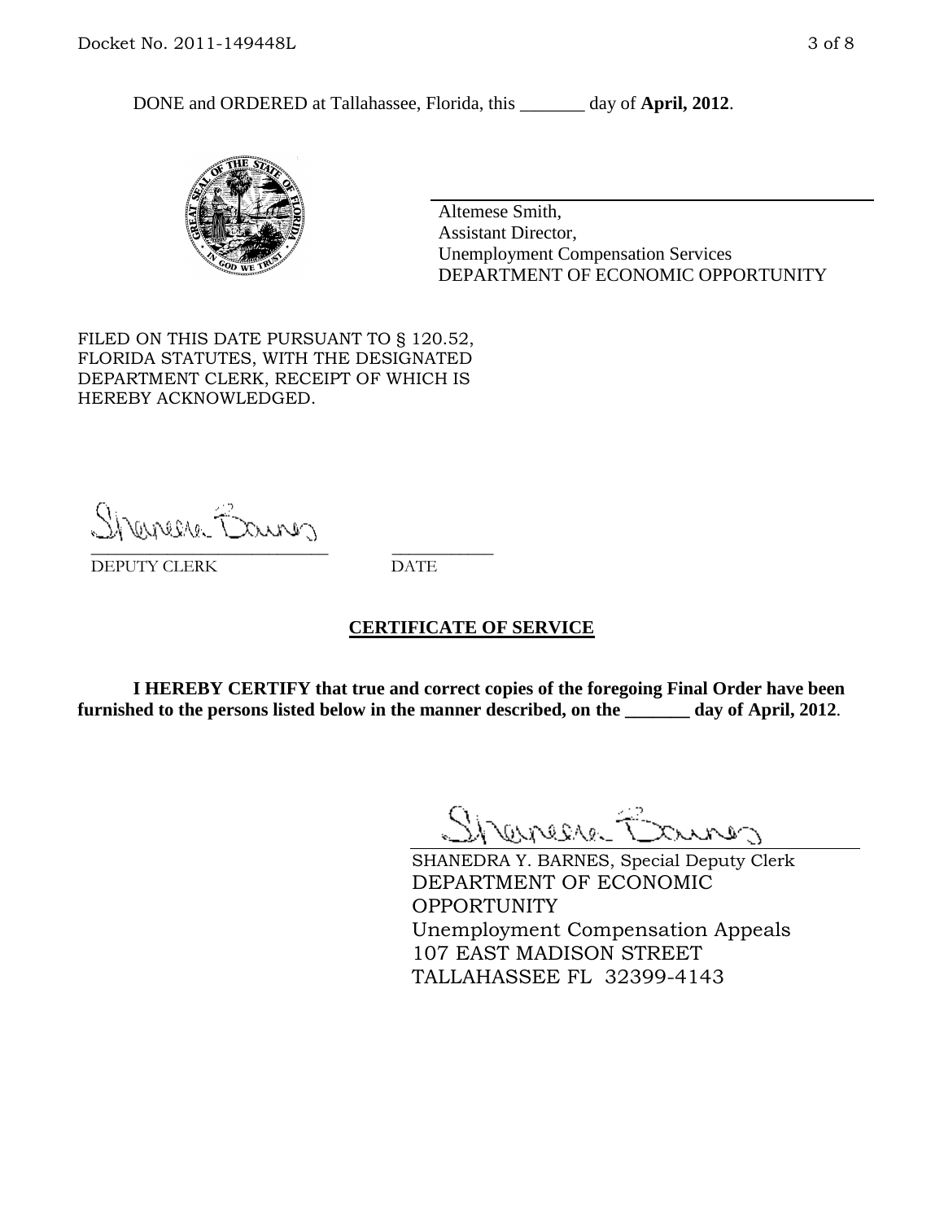DONE and ORDERED at Tallahassee, Florida, this _______ day of **April, 2012**.

Altemese Smith,
Assistant Director,
Unemployment Compensation Services
DEPARTMENT OF ECONOMIC OPPORTUNITY

FILED ON THIS DATE PURSUANT TO § 120.52, FLORIDA STATUTES, WITH THE DESIGNATED DEPARTMENT CLERK, RECEIPT OF WHICH IS HEREBY ACKNOWLEDGED.

___________________________ ___________
DEPUTY CLERK DATE

## CERTIFICATE OF SERVICE

**I HEREBY CERTIFY that true and correct copies of the foregoing Final Order have been furnished to the persons listed below in the manner described, on the _______ day of April, 2012**.

SHANEDRA Y. BARNES, Special Deputy Clerk
DEPARTMENT OF ECONOMIC OPPORTUNITY
Unemployment Compensation Appeals
107 EAST MADISON STREET
TALLAHASSEE FL 32399-4143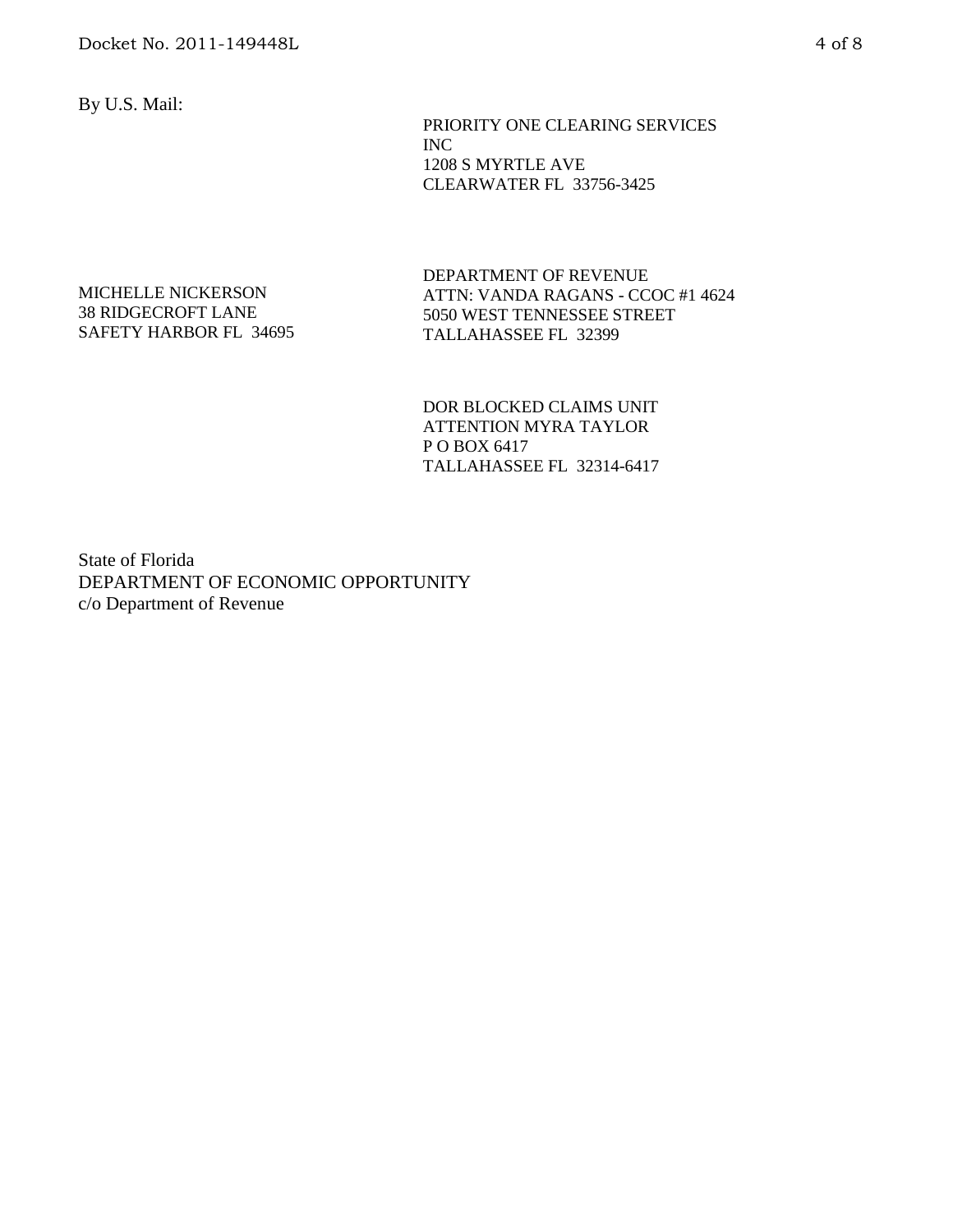By U.S. Mail:

PRIORITY ONE CLEARING SERVICES
INC
1208 S MYRTLE AVE
CLEARWATER FL 33756-3425

MICHELLE NICKERSON
38 RIDGECROFT LANE
SAFETY HARBOR FL 34695

DEPARTMENT OF REVENUE
ATTN: VANDA RAGANS - CCOC #1 4624
5050 WEST TENNESSEE STREET
TALLAHASSEE FL 32399

DOR BLOCKED CLAIMS UNIT
ATTENTION MYRA TAYLOR
P O BOX 6417
TALLAHASSEE FL 32314-6417

State of Florida
DEPARTMENT OF ECONOMIC OPPORTUNITY
c/o Department of Revenue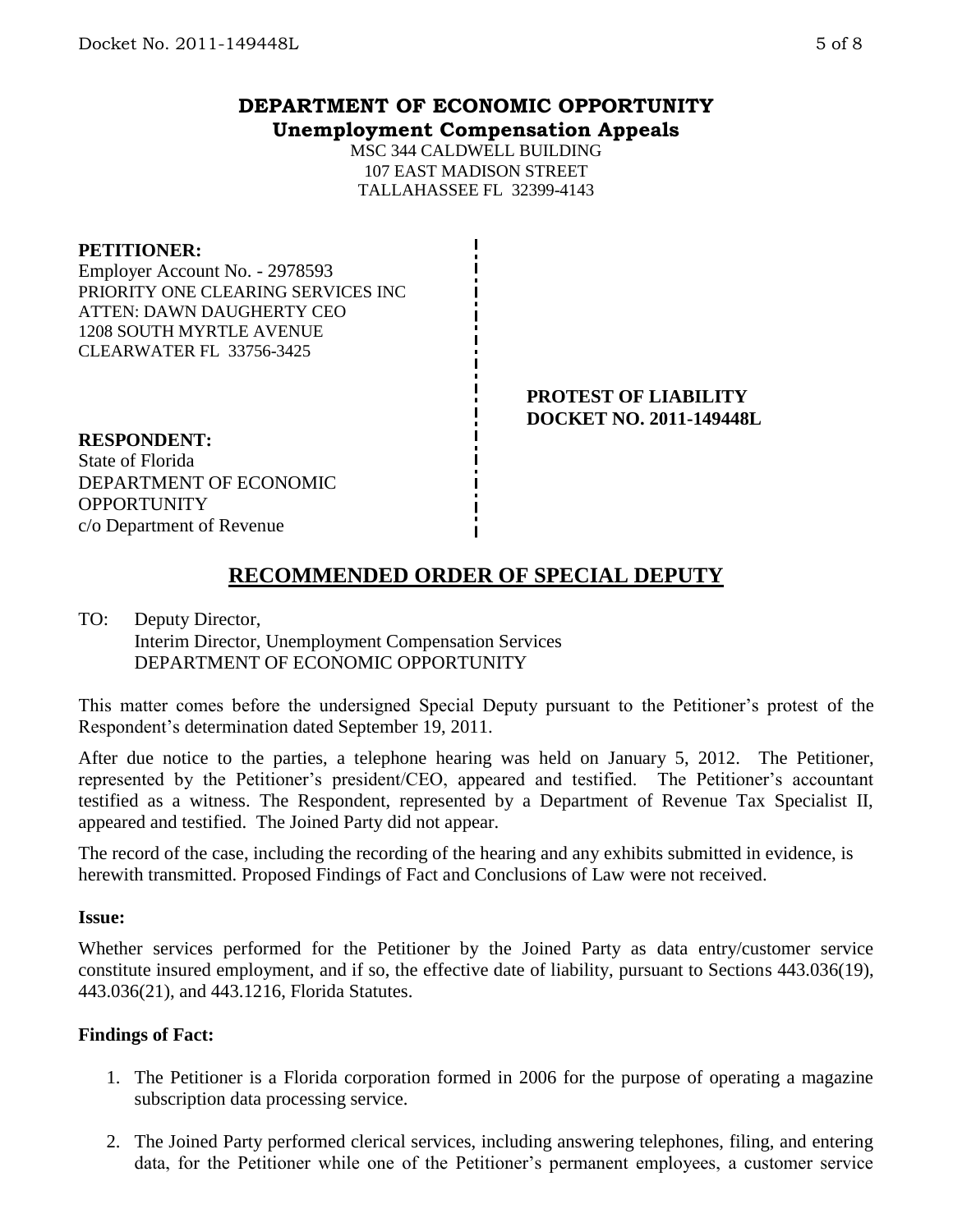# DEPARTMENT OF ECONOMIC OPPORTUNITY
## Unemployment Compensation Appeals

MSC 344 CALDWELL BUILDING
107 EAST MADISON STREET
TALLAHASSEE FL 32399-4143

**PETITIONER:**
Employer Account No. - 2978593
PRIORITY ONE CLEARING SERVICES INC
ATTEN: DAWN DAUGHERTY CEO
1208 SOUTH MYRTLE AVENUE
CLEARWATER FL 33756-3425

**PROTEST OF LIABILITY**
**DOCKET NO. 2011-149448L**

**RESPONDENT:**
State of Florida
DEPARTMENT OF ECONOMIC OPPORTUNITY
c/o Department of Revenue

## RECOMMENDED ORDER OF SPECIAL DEPUTY

TO: Deputy Director,
Interim Director, Unemployment Compensation Services
DEPARTMENT OF ECONOMIC OPPORTUNITY

This matter comes before the undersigned Special Deputy pursuant to the Petitioner's protest of the Respondent's determination dated September 19, 2011.

After due notice to the parties, a telephone hearing was held on January 5, 2012. The Petitioner, represented by the Petitioner's president/CEO, appeared and testified. The Petitioner's accountant testified as a witness. The Respondent, represented by a Department of Revenue Tax Specialist II, appeared and testified. The Joined Party did not appear.

The record of the case, including the recording of the hearing and any exhibits submitted in evidence, is herewith transmitted. Proposed Findings of Fact and Conclusions of Law were not received.

**Issue:**

Whether services performed for the Petitioner by the Joined Party as data entry/customer service constitute insured employment, and if so, the effective date of liability, pursuant to Sections 443.036(19), 443.036(21), and 443.1216, Florida Statutes.

**Findings of Fact:**

1. The Petitioner is a Florida corporation formed in 2006 for the purpose of operating a magazine subscription data processing service.

2. The Joined Party performed clerical services, including answering telephones, filing, and entering data, for the Petitioner while one of the Petitioner's permanent employees, a customer service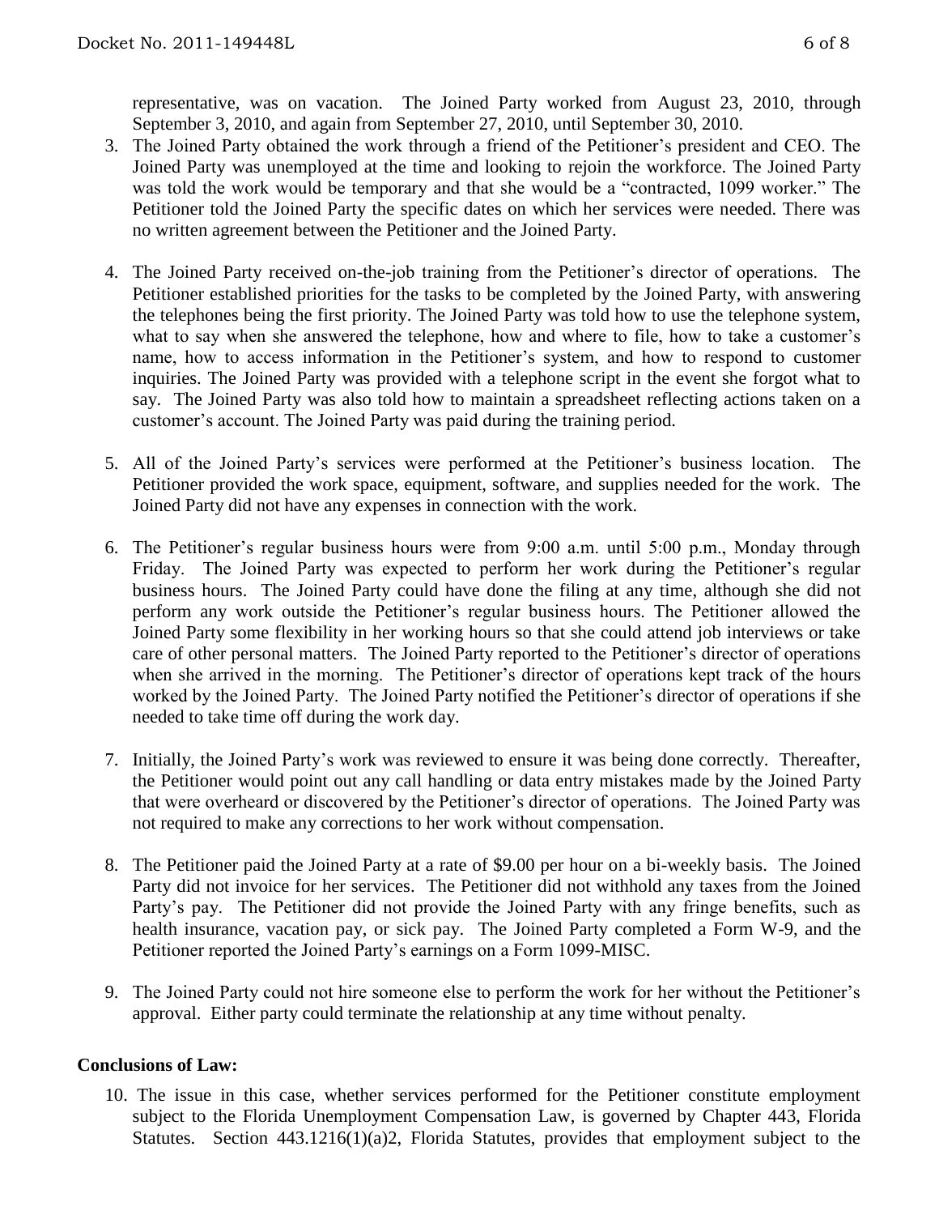representative, was on vacation. The Joined Party worked from August 23, 2010, through September 3, 2010, and again from September 27, 2010, until September 30, 2010.

3. The Joined Party obtained the work through a friend of the Petitioner's president and CEO. The Joined Party was unemployed at the time and looking to rejoin the workforce. The Joined Party was told the work would be temporary and that she would be a "contracted, 1099 worker." The Petitioner told the Joined Party the specific dates on which her services were needed. There was no written agreement between the Petitioner and the Joined Party.

4. The Joined Party received on-the-job training from the Petitioner's director of operations. The Petitioner established priorities for the tasks to be completed by the Joined Party, with answering the telephones being the first priority. The Joined Party was told how to use the telephone system, what to say when she answered the telephone, how and where to file, how to take a customer's name, how to access information in the Petitioner's system, and how to respond to customer inquiries. The Joined Party was provided with a telephone script in the event she forgot what to say. The Joined Party was also told how to maintain a spreadsheet reflecting actions taken on a customer's account. The Joined Party was paid during the training period.

5. All of the Joined Party's services were performed at the Petitioner's business location. The Petitioner provided the work space, equipment, software, and supplies needed for the work. The Joined Party did not have any expenses in connection with the work.

6. The Petitioner's regular business hours were from 9:00 a.m. until 5:00 p.m., Monday through Friday. The Joined Party was expected to perform her work during the Petitioner's regular business hours. The Joined Party could have done the filing at any time, although she did not perform any work outside the Petitioner's regular business hours. The Petitioner allowed the Joined Party some flexibility in her working hours so that she could attend job interviews or take care of other personal matters. The Joined Party reported to the Petitioner's director of operations when she arrived in the morning. The Petitioner's director of operations kept track of the hours worked by the Joined Party. The Joined Party notified the Petitioner's director of operations if she needed to take time off during the work day.

7. Initially, the Joined Party's work was reviewed to ensure it was being done correctly. Thereafter, the Petitioner would point out any call handling or data entry mistakes made by the Joined Party that were overheard or discovered by the Petitioner's director of operations. The Joined Party was not required to make any corrections to her work without compensation.

8. The Petitioner paid the Joined Party at a rate of $9.00 per hour on a bi-weekly basis. The Joined Party did not invoice for her services. The Petitioner did not withhold any taxes from the Joined Party's pay. The Petitioner did not provide the Joined Party with any fringe benefits, such as health insurance, vacation pay, or sick pay. The Joined Party completed a Form W-9, and the Petitioner reported the Joined Party's earnings on a Form 1099-MISC.

9. The Joined Party could not hire someone else to perform the work for her without the Petitioner's approval. Either party could terminate the relationship at any time without penalty.

## Conclusions of Law:

10. The issue in this case, whether services performed for the Petitioner constitute employment subject to the Florida Unemployment Compensation Law, is governed by Chapter 443, Florida Statutes. Section 443.1216(1)(a)2, Florida Statutes, provides that employment subject to the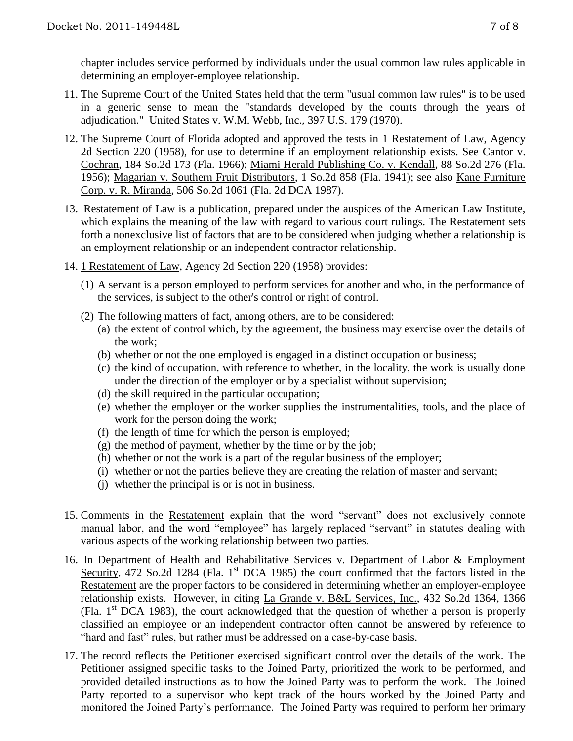chapter includes service performed by individuals under the usual common law rules applicable in determining an employer-employee relationship.

11. The Supreme Court of the United States held that the term "usual common law rules" is to be used in a generic sense to mean the "standards developed by the courts through the years of adjudication." United States v. W.M. Webb, Inc., 397 U.S. 179 (1970).

12. The Supreme Court of Florida adopted and approved the tests in 1 Restatement of Law, Agency 2d Section 220 (1958), for use to determine if an employment relationship exists. See Cantor v. Cochran, 184 So.2d 173 (Fla. 1966); Miami Herald Publishing Co. v. Kendall, 88 So.2d 276 (Fla. 1956); Magarian v. Southern Fruit Distributors, 1 So.2d 858 (Fla. 1941); see also Kane Furniture Corp. v. R. Miranda, 506 So.2d 1061 (Fla. 2d DCA 1987).

13. Restatement of Law is a publication, prepared under the auspices of the American Law Institute, which explains the meaning of the law with regard to various court rulings. The Restatement sets forth a nonexclusive list of factors that are to be considered when judging whether a relationship is an employment relationship or an independent contractor relationship.

14. 1 Restatement of Law, Agency 2d Section 220 (1958) provides:

    (1) A servant is a person employed to perform services for another and who, in the performance of the services, is subject to the other's control or right of control.

    (2) The following matters of fact, among others, are to be considered:
        (a) the extent of control which, by the agreement, the business may exercise over the details of the work;
        (b) whether or not the one employed is engaged in a distinct occupation or business;
        (c) the kind of occupation, with reference to whether, in the locality, the work is usually done under the direction of the employer or by a specialist without supervision;
        (d) the skill required in the particular occupation;
        (e) whether the employer or the worker supplies the instrumentalities, tools, and the place of work for the person doing the work;
        (f) the length of time for which the person is employed;
        (g) the method of payment, whether by the time or by the job;
        (h) whether or not the work is a part of the regular business of the employer;
        (i) whether or not the parties believe they are creating the relation of master and servant;
        (j) whether the principal is or is not in business.

15. Comments in the Restatement explain that the word "servant" does not exclusively connote manual labor, and the word "employee" has largely replaced "servant" in statutes dealing with various aspects of the working relationship between two parties.

16. In Department of Health and Rehabilitative Services v. Department of Labor & Employment Security, 472 So.2d 1284 (Fla. 1st DCA 1985) the court confirmed that the factors listed in the Restatement are the proper factors to be considered in determining whether an employer-employee relationship exists. However, in citing La Grande v. B&L Services, Inc., 432 So.2d 1364, 1366 (Fla. 1st DCA 1983), the court acknowledged that the question of whether a person is properly classified an employee or an independent contractor often cannot be answered by reference to "hard and fast" rules, but rather must be addressed on a case-by-case basis.

17. The record reflects the Petitioner exercised significant control over the details of the work. The Petitioner assigned specific tasks to the Joined Party, prioritized the work to be performed, and provided detailed instructions as to how the Joined Party was to perform the work. The Joined Party reported to a supervisor who kept track of the hours worked by the Joined Party and monitored the Joined Party's performance. The Joined Party was required to perform her primary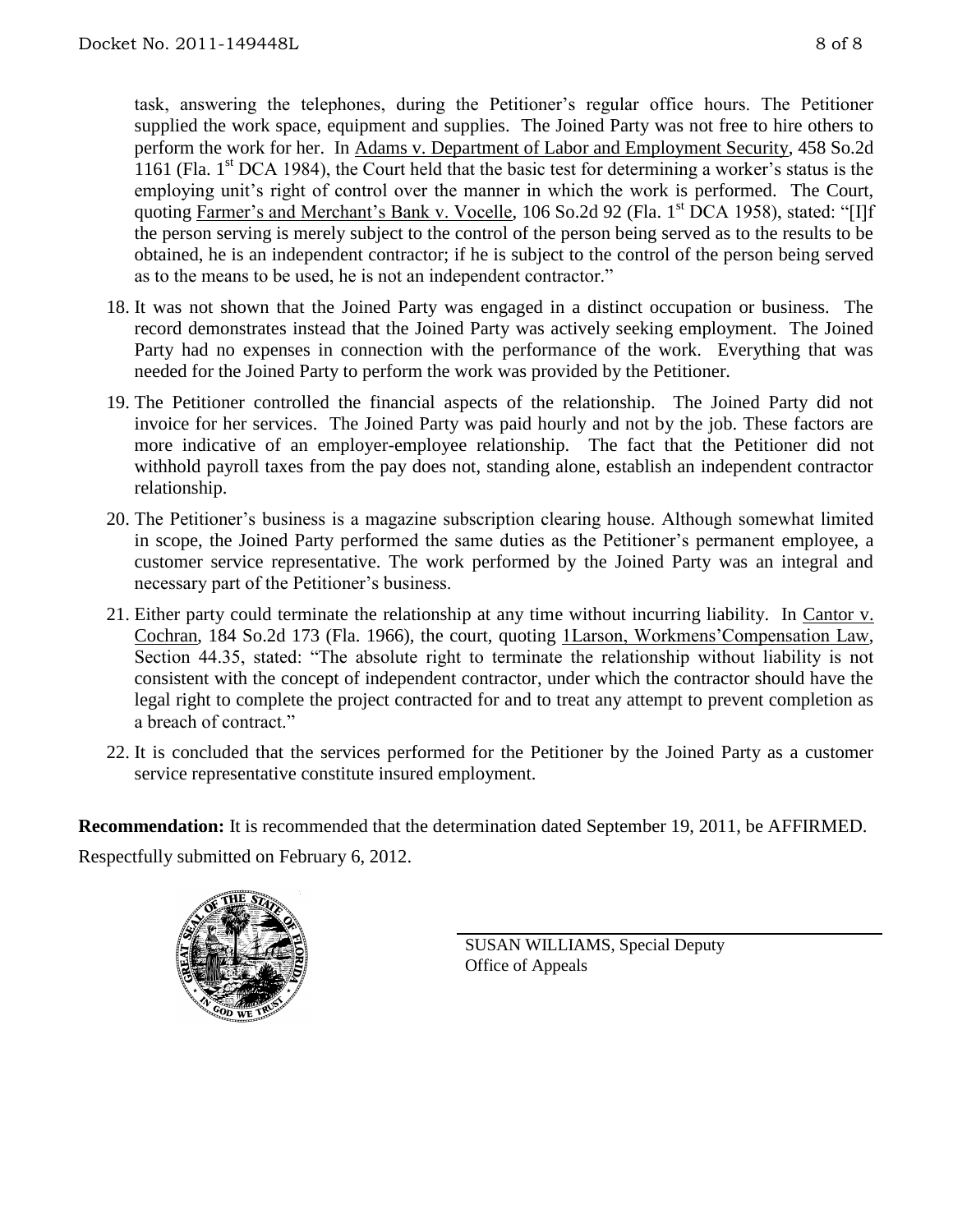task, answering the telephones, during the Petitioner's regular office hours. The Petitioner supplied the work space, equipment and supplies. The Joined Party was not free to hire others to perform the work for her. In Adams v. Department of Labor and Employment Security, 458 So.2d 1161 (Fla. 1st DCA 1984), the Court held that the basic test for determining a worker's status is the employing unit's right of control over the manner in which the work is performed. The Court, quoting Farmer's and Merchant's Bank v. Vocelle, 106 So.2d 92 (Fla. 1st DCA 1958), stated: "[I]f the person serving is merely subject to the control of the person being served as to the results to be obtained, he is an independent contractor; if he is subject to the control of the person being served as to the means to be used, he is not an independent contractor."

18. It was not shown that the Joined Party was engaged in a distinct occupation or business. The record demonstrates instead that the Joined Party was actively seeking employment. The Joined Party had no expenses in connection with the performance of the work. Everything that was needed for the Joined Party to perform the work was provided by the Petitioner.

19. The Petitioner controlled the financial aspects of the relationship. The Joined Party did not invoice for her services. The Joined Party was paid hourly and not by the job. These factors are more indicative of an employer-employee relationship. The fact that the Petitioner did not withhold payroll taxes from the pay does not, standing alone, establish an independent contractor relationship.

20. The Petitioner's business is a magazine subscription clearing house. Although somewhat limited in scope, the Joined Party performed the same duties as the Petitioner's permanent employee, a customer service representative. The work performed by the Joined Party was an integral and necessary part of the Petitioner's business.

21. Either party could terminate the relationship at any time without incurring liability. In Cantor v. Cochran, 184 So.2d 173 (Fla. 1966), the court, quoting 1Larson, Workmens'Compensation Law, Section 44.35, stated: "The absolute right to terminate the relationship without liability is not consistent with the concept of independent contractor, under which the contractor should have the legal right to complete the project contracted for and to treat any attempt to prevent completion as a breach of contract."

22. It is concluded that the services performed for the Petitioner by the Joined Party as a customer service representative constitute insured employment.

**Recommendation:** It is recommended that the determination dated September 19, 2011, be AFFIRMED.

Respectfully submitted on February 6, 2012.

SUSAN WILLIAMS, Special Deputy
Office of Appeals